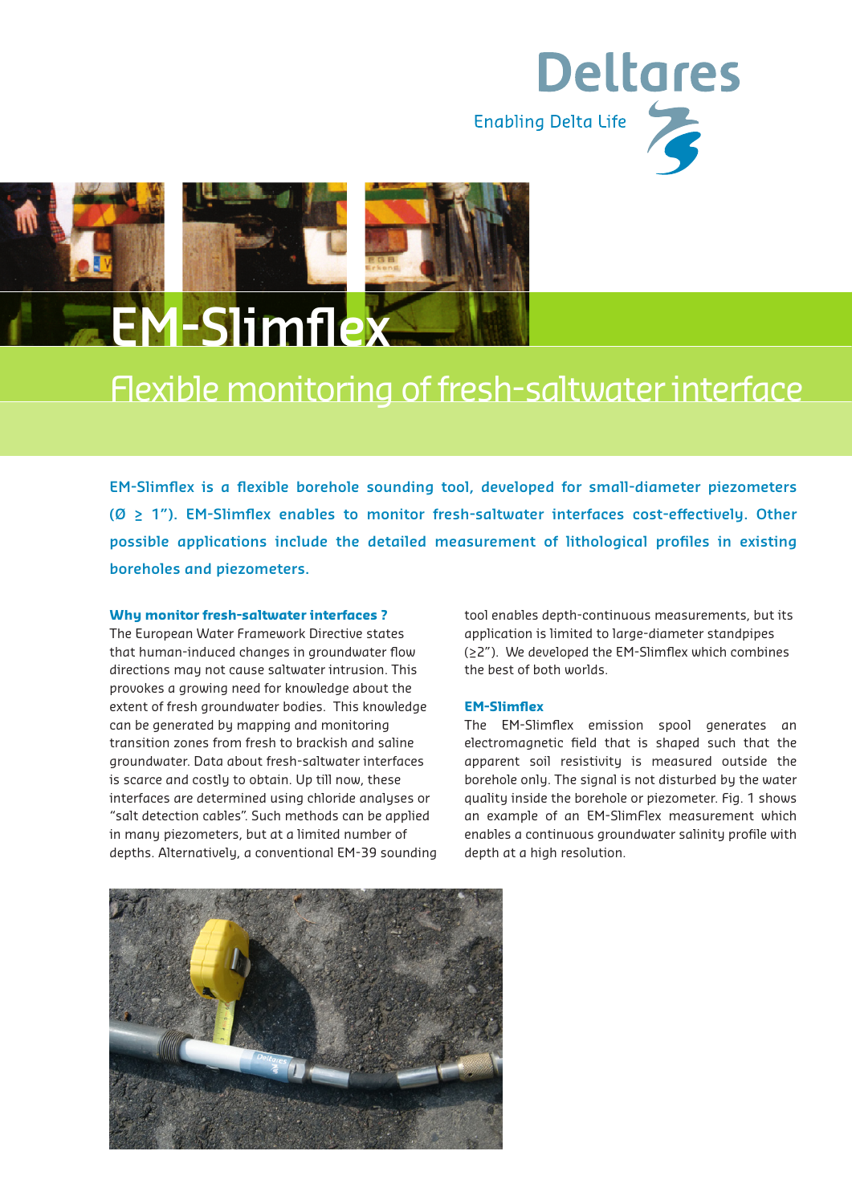Deltares

Enabling Delta Life

# EM-Slimflex

## Flexible monitoring of fresh-saltwater interface

**EM-Slimflex is a flexible borehole sounding tool, developed for small-diameter piezometers (Ø ≥ 1”). EM-Slimflex enables to monitor fresh-saltwater interfaces cost-effectively. Other possible applications include the detailed measurement of lithological profiles in existing boreholes and piezometers.**

### Why monitor fresh-saltwater interfaces ?

The European Water Framework Directive states that human-induced changes in groundwater flow directions may not cause saltwater intrusion. This provokes a growing need for knowledge about the extent of fresh groundwater bodies. This knowledge can be generated by mapping and monitoring transition zones from fresh to brackish and saline groundwater. Data about fresh-saltwater interfaces is scarce and costly to obtain. Up till now, these interfaces are determined using chloride analyses or “salt detection cables”. Such methods can be applied in many piezometers, but at a limited number of depths. Alternatively, a conventional EM-39 sounding tool enables depth-continuous measurements, but its application is limited to large-diameter standpipes (≥2”). We developed the EM-Slimflex which combines the best of both worlds.

### EM-Slimflex

The EM-Slimflex emission spool generates an electromagnetic field that is shaped such that the apparent soil resistivity is measured outside the borehole only. The signal is not disturbed by the water quality inside the borehole or piezometer. Fig. 1 shows an example of an EM-SlimFlex measurement which enables a continuous groundwater salinity profile with depth at a high resolution.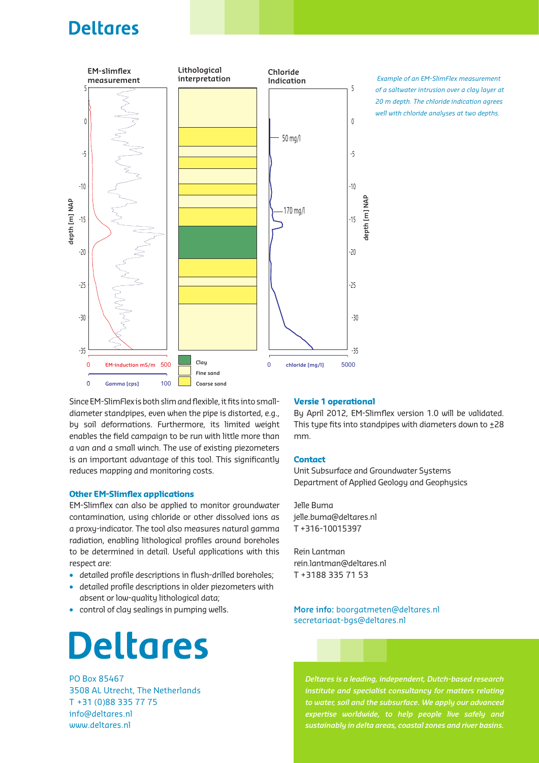EM-slimflex measurement

Lithological interpretation

Chloride Indication

depth [m] NAP

5
0
-5
-10
-15
-20
-25
-30
-35

50 mg/l

170 mg/l

0 EM-induction mS/m 500

0 Gamma [cps] 100

Clay

Fine sand

Coarse sand

0 chloride [mg/l] 5000

*Example of an EM-SlimFlex measurement of a saltwater intrusion over a clay layer at 20 m depth. The chloride indication agrees well with chloride analyses at two depths.*

Since EM-SlimFlex is both slim and flexible, it fits into small-diameter standpipes, even when the pipe is distorted, e.g., by soil deformations. Furthermore, its limited weight enables the field campaign to be run with little more than a van and a small winch. The use of existing piezometers is an important advantage of this tool. This significantly reduces mapping and monitoring costs.

### Other EM-Slimflex applications

EM-Slimflex can also be applied to monitor groundwater contamination, using chloride or other dissolved ions as a proxy-indicator. The tool also measures natural gamma radiation, enabling lithological profiles around boreholes to be determined in detail. Useful applications with this respect are:

- detailed profile descriptions in flush-drilled boreholes;
- detailed profile descriptions in older piezometers with absent or low-quality lithological data;
- control of clay sealings in pumping wells.

### Versie 1 operational

By April 2012, EM-Slimflex version 1.0 will be validated. This type fits into standpipes with diameters down to ±28 mm.

### Contact

Unit Subsurface and Groundwater Systems
Department of Applied Geology and Geophysics

Jelle Buma
jelle.buma@deltares.nl
T +316-10015397

Rein Lantman
rein.lantman@deltares.nl
T +3188 335 71 53

**More info:** boorgatmeten@deltares.nl
secretariaat-bgs@deltares.nl

# Deltares

PO Box 85467
3508 AL Utrecht, The Netherlands
T +31 (0)88 335 77 75
info@deltares.nl
www.deltares.nl

*Deltares is a leading, independent, Dutch-based research institute and specialist consultancy for matters relating to water, soil and the subsurface. We apply our advanced expertise worldwide, to help people live safely and sustainably in delta areas, coastal zones and river basins.*